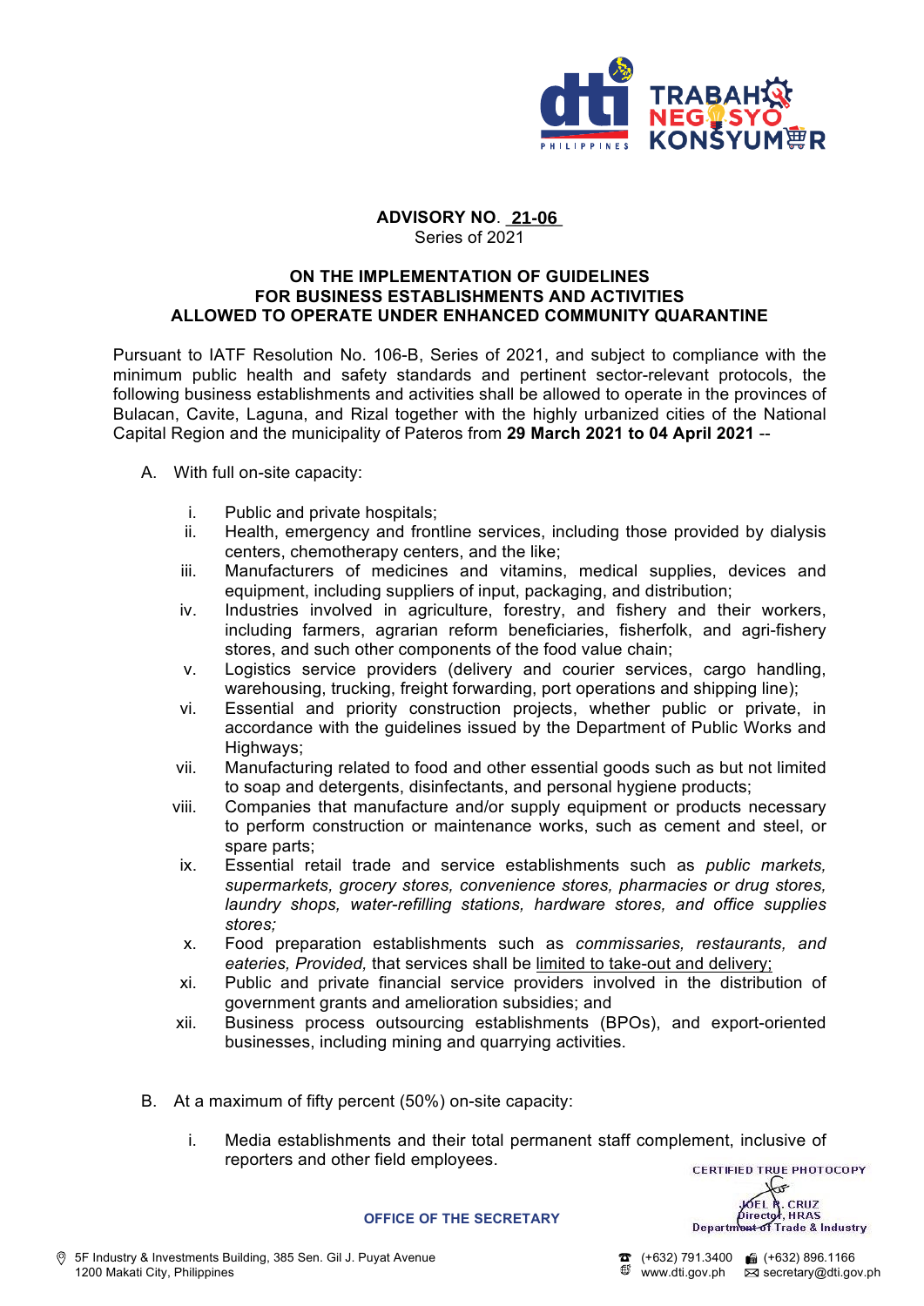**ADVISORY NO. 21-06**
Series of 2021

**ON THE IMPLEMENTATION OF GUIDELINES FOR BUSINESS ESTABLISHMENTS AND ACTIVITIES ALLOWED TO OPERATE UNDER ENHANCED COMMUNITY QUARANTINE**

Pursuant to IATF Resolution No. 106-B, Series of 2021, and subject to compliance with the minimum public health and safety standards and pertinent sector-relevant protocols, the following business establishments and activities shall be allowed to operate in the provinces of Bulacan, Cavite, Laguna, and Rizal together with the highly urbanized cities of the National Capital Region and the municipality of Pateros from **29 March 2021 to 04 April 2021** --

A. With full on-site capacity:

   i. Public and private hospitals;
   ii. Health, emergency and frontline services, including those provided by dialysis centers, chemotherapy centers, and the like;
   iii. Manufacturers of medicines and vitamins, medical supplies, devices and equipment, including suppliers of input, packaging, and distribution;
   iv. Industries involved in agriculture, forestry, and fishery and their workers, including farmers, agrarian reform beneficiaries, fisherfolk, and agri-fishery stores, and such other components of the food value chain;
   v. Logistics service providers (delivery and courier services, cargo handling, warehousing, trucking, freight forwarding, port operations and shipping line);
   vi. Essential and priority construction projects, whether public or private, in accordance with the guidelines issued by the Department of Public Works and Highways;
   vii. Manufacturing related to food and other essential goods such as but not limited to soap and detergents, disinfectants, and personal hygiene products;
   viii. Companies that manufacture and/or supply equipment or products necessary to perform construction or maintenance works, such as cement and steel, or spare parts;
   ix. Essential retail trade and service establishments such as *public markets, supermarkets, grocery stores, convenience stores, pharmacies or drug stores, laundry shops, water-refilling stations, hardware stores, and office supplies stores;*
   x. Food preparation establishments such as *commissaries, restaurants, and eateries, Provided,* that services shall be <u>limited to take-out and delivery;</u>
   xi. Public and private financial service providers involved in the distribution of government grants and amelioration subsidies; and
   xii. Business process outsourcing establishments (BPOs), and export-oriented businesses, including mining and quarrying activities.

B. At a maximum of fifty percent (50%) on-site capacity:

   i. Media establishments and their total permanent staff complement, inclusive of reporters and other field employees.

CERTIFIED TRUE PHOTOCOPY
JOEL R. CRUZ
Director, HRAS
Department of Trade & Industry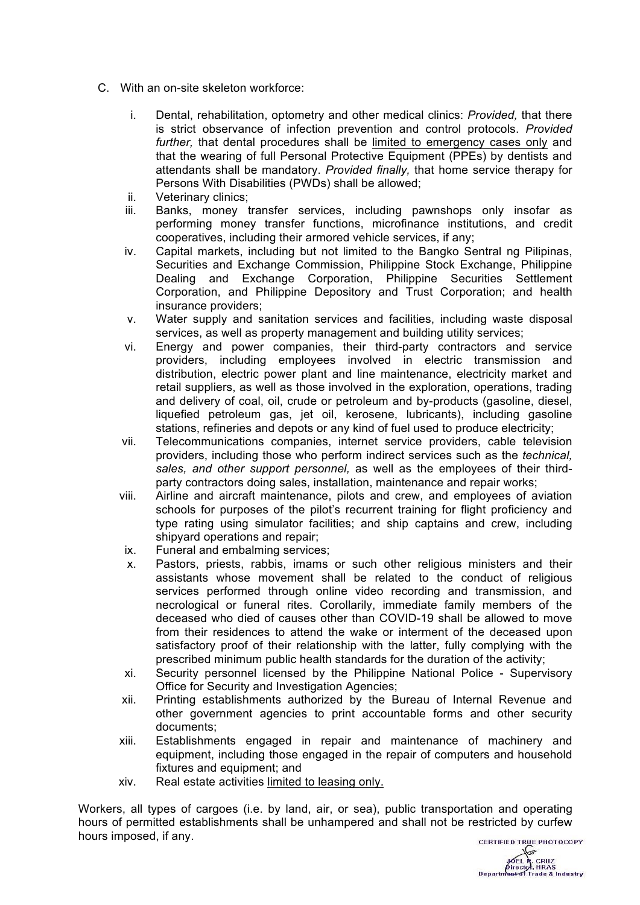C. With an on-site skeleton workforce:

   i. Dental, rehabilitation, optometry and other medical clinics: *Provided,* that there is strict observance of infection prevention and control protocols. *Provided further,* that dental procedures shall be <u>limited to emergency cases only</u> and that the wearing of full Personal Protective Equipment (PPEs) by dentists and attendants shall be mandatory. *Provided finally,* that home service therapy for Persons With Disabilities (PWDs) shall be allowed;
   ii. Veterinary clinics;
   iii. Banks, money transfer services, including pawnshops only insofar as performing money transfer functions, microfinance institutions, and credit cooperatives, including their armored vehicle services, if any;
   iv. Capital markets, including but not limited to the Bangko Sentral ng Pilipinas, Securities and Exchange Commission, Philippine Stock Exchange, Philippine Dealing and Exchange Corporation, Philippine Securities Settlement Corporation, and Philippine Depository and Trust Corporation; and health insurance providers;
   v. Water supply and sanitation services and facilities, including waste disposal services, as well as property management and building utility services;
   vi. Energy and power companies, their third-party contractors and service providers, including employees involved in electric transmission and distribution, electric power plant and line maintenance, electricity market and retail suppliers, as well as those involved in the exploration, operations, trading and delivery of coal, oil, crude or petroleum and by-products (gasoline, diesel, liquefied petroleum gas, jet oil, kerosene, lubricants), including gasoline stations, refineries and depots or any kind of fuel used to produce electricity;
   vii. Telecommunications companies, internet service providers, cable television providers, including those who perform indirect services such as the *technical, sales, and other support personnel,* as well as the employees of their third-party contractors doing sales, installation, maintenance and repair works;
   viii. Airline and aircraft maintenance, pilots and crew, and employees of aviation schools for purposes of the pilot's recurrent training for flight proficiency and type rating using simulator facilities; and ship captains and crew, including shipyard operations and repair;
   ix. Funeral and embalming services;
   x. Pastors, priests, rabbis, imams or such other religious ministers and their assistants whose movement shall be related to the conduct of religious services performed through online video recording and transmission, and necrological or funeral rites. Corollarily, immediate family members of the deceased who died of causes other than COVID-19 shall be allowed to move from their residences to attend the wake or interment of the deceased upon satisfactory proof of their relationship with the latter, fully complying with the prescribed minimum public health standards for the duration of the activity;
   xi. Security personnel licensed by the Philippine National Police - Supervisory Office for Security and Investigation Agencies;
   xii. Printing establishments authorized by the Bureau of Internal Revenue and other government agencies to print accountable forms and other security documents;
   xiii. Establishments engaged in repair and maintenance of machinery and equipment, including those engaged in the repair of computers and household fixtures and equipment; and
   xiv. Real estate activities <u>limited to leasing only.</u>

Workers, all types of cargoes (i.e. by land, air, or sea), public transportation and operating hours of permitted establishments shall be unhampered and shall not be restricted by curfew hours imposed, if any.

CERTIFIED TRUE PHOTOCOPY
JOEL R. CRUZ
Director, HRAS
Department of Trade & Industry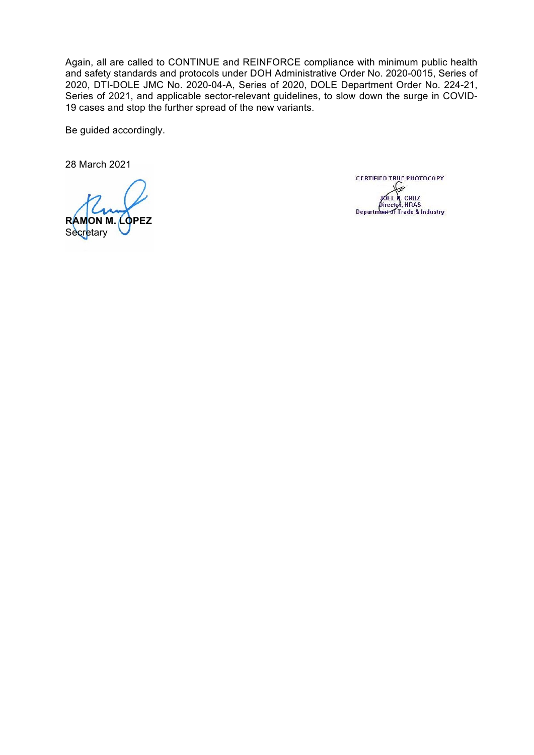Again, all are called to CONTINUE and REINFORCE compliance with minimum public health and safety standards and protocols under DOH Administrative Order No. 2020-0015, Series of 2020, DTI-DOLE JMC No. 2020-04-A, Series of 2020, DOLE Department Order No. 224-21, Series of 2021, and applicable sector-relevant guidelines, to slow down the surge in COVID-19 cases and stop the further spread of the new variants.

Be guided accordingly.

28 March 2021

**RAMON M. LOPEZ**
Secretary

CERTIFIED TRUE PHOTOCOPY
JOEL R. CRUZ
Director, HRAS
Department of Trade & Industry